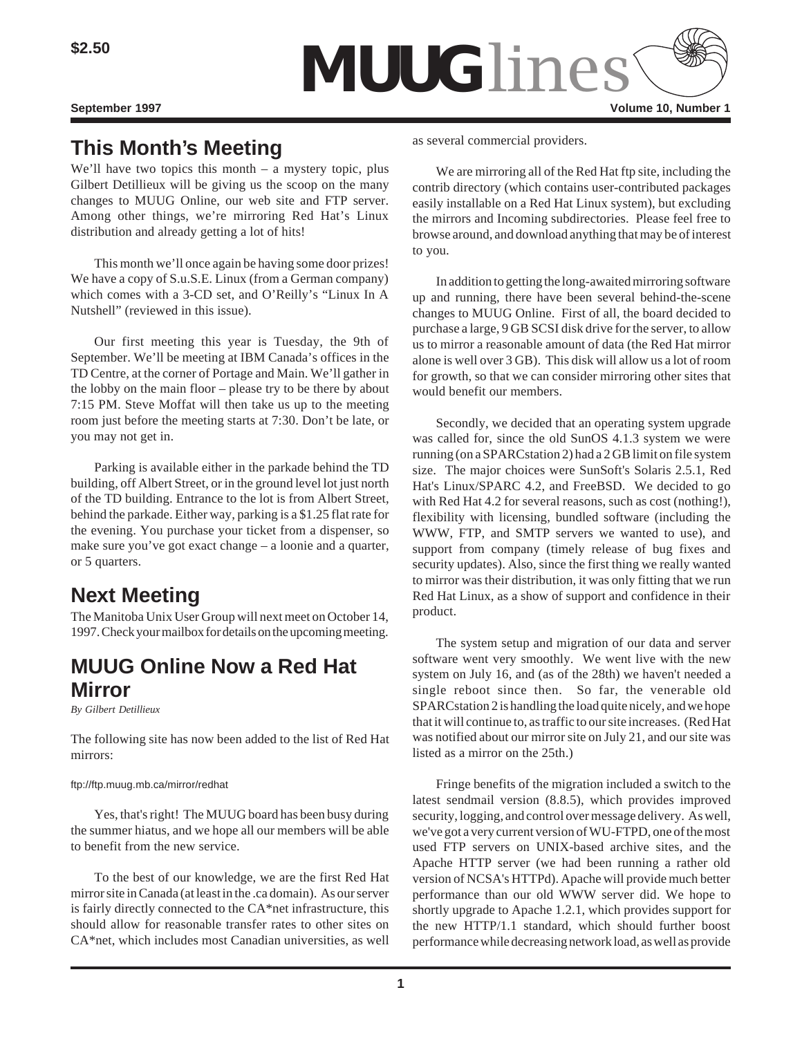$2.50

# MUUGlines

September 1997 Volume 10, Number 1

## This Month's Meeting

We'll have two topics this month – a mystery topic, plus Gilbert Detillieux will be giving us the scoop on the many changes to MUUG Online, our web site and FTP server. Among other things, we're mirroring Red Hat's Linux distribution and already getting a lot of hits!

This month we'll once again be having some door prizes! We have a copy of S.u.S.E. Linux (from a German company) which comes with a 3-CD set, and O'Reilly's "Linux In A Nutshell" (reviewed in this issue).

Our first meeting this year is Tuesday, the 9th of September. We'll be meeting at IBM Canada's offices in the TD Centre, at the corner of Portage and Main. We'll gather in the lobby on the main floor – please try to be there by about 7:15 PM. Steve Moffat will then take us up to the meeting room just before the meeting starts at 7:30. Don't be late, or you may not get in.

Parking is available either in the parkade behind the TD building, off Albert Street, or in the ground level lot just north of the TD building. Entrance to the lot is from Albert Street, behind the parkade. Either way, parking is a $1.25 flat rate for the evening. You purchase your ticket from a dispenser, so make sure you've got exact change – a loonie and a quarter, or 5 quarters.

## Next Meeting

The Manitoba Unix User Group will next meet on October 14, 1997. Check your mailbox for details on the upcoming meeting.

## MUUG Online Now a Red Hat Mirror

*By Gilbert Detillieux*

The following site has now been added to the list of Red Hat mirrors:

ftp://ftp.muug.mb.ca/mirror/redhat

Yes, that's right! The MUUG board has been busy during the summer hiatus, and we hope all our members will be able to benefit from the new service.

To the best of our knowledge, we are the first Red Hat mirror site in Canada (at least in the .ca domain). As our server is fairly directly connected to the CA*net infrastructure, this should allow for reasonable transfer rates to other sites on CA*net, which includes most Canadian universities, as well as several commercial providers.

We are mirroring all of the Red Hat ftp site, including the contrib directory (which contains user-contributed packages easily installable on a Red Hat Linux system), but excluding the mirrors and Incoming subdirectories. Please feel free to browse around, and download anything that may be of interest to you.

In addition to getting the long-awaited mirroring software up and running, there have been several behind-the-scene changes to MUUG Online. First of all, the board decided to purchase a large, 9 GB SCSI disk drive for the server, to allow us to mirror a reasonable amount of data (the Red Hat mirror alone is well over 3 GB). This disk will allow us a lot of room for growth, so that we can consider mirroring other sites that would benefit our members.

Secondly, we decided that an operating system upgrade was called for, since the old SunOS 4.1.3 system we were running (on a SPARCstation 2) had a 2 GB limit on file system size. The major choices were SunSoft's Solaris 2.5.1, Red Hat's Linux/SPARC 4.2, and FreeBSD. We decided to go with Red Hat 4.2 for several reasons, such as cost (nothing!), flexibility with licensing, bundled software (including the WWW, FTP, and SMTP servers we wanted to use), and support from company (timely release of bug fixes and security updates). Also, since the first thing we really wanted to mirror was their distribution, it was only fitting that we run Red Hat Linux, as a show of support and confidence in their product.

The system setup and migration of our data and server software went very smoothly. We went live with the new system on July 16, and (as of the 28th) we haven't needed a single reboot since then. So far, the venerable old SPARCstation 2 is handling the load quite nicely, and we hope that it will continue to, as traffic to our site increases. (Red Hat was notified about our mirror site on July 21, and our site was listed as a mirror on the 25th.)

Fringe benefits of the migration included a switch to the latest sendmail version (8.8.5), which provides improved security, logging, and control over message delivery. As well, we've got a very current version of WU-FTPD, one of the most used FTP servers on UNIX-based archive sites, and the Apache HTTP server (we had been running a rather old version of NCSA's HTTPd). Apache will provide much better performance than our old WWW server did. We hope to shortly upgrade to Apache 1.2.1, which provides support for the new HTTP/1.1 standard, which should further boost performance while decreasing network load, as well as provide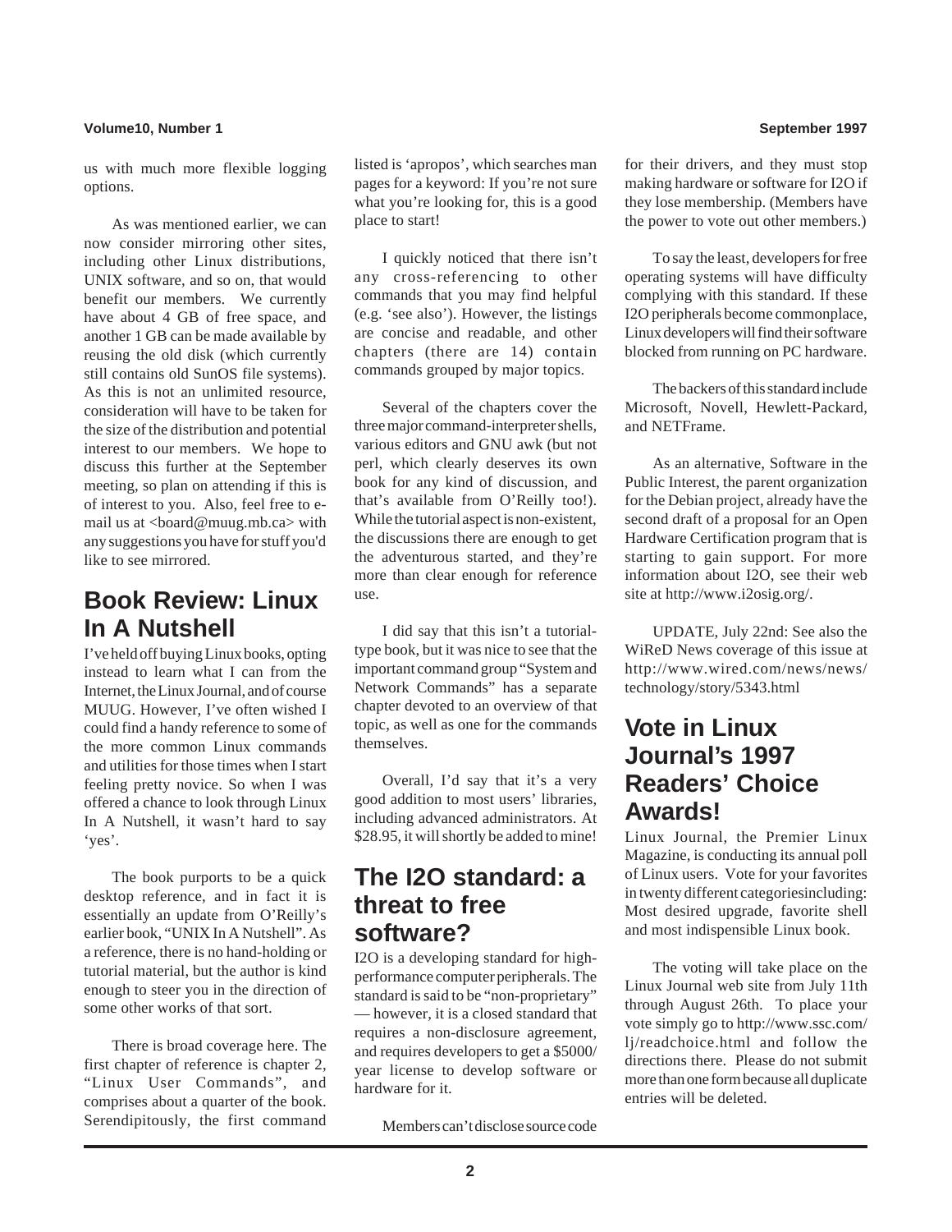us with much more flexible logging options.

As was mentioned earlier, we can now consider mirroring other sites, including other Linux distributions, UNIX software, and so on, that would benefit our members. We currently have about 4 GB of free space, and another 1 GB can be made available by reusing the old disk (which currently still contains old SunOS file systems). As this is not an unlimited resource, consideration will have to be taken for the size of the distribution and potential interest to our members. We hope to discuss this further at the September meeting, so plan on attending if this is of interest to you. Also, feel free to e-mail us at <board@muug.mb.ca> with any suggestions you have for stuff you'd like to see mirrored.

## Book Review: Linux In A Nutshell

I've held off buying Linux books, opting instead to learn what I can from the Internet, the Linux Journal, and of course MUUG. However, I've often wished I could find a handy reference to some of the more common Linux commands and utilities for those times when I start feeling pretty novice. So when I was offered a chance to look through Linux In A Nutshell, it wasn't hard to say 'yes'.

The book purports to be a quick desktop reference, and in fact it is essentially an update from O'Reilly's earlier book, "UNIX In A Nutshell". As a reference, there is no hand-holding or tutorial material, but the author is kind enough to steer you in the direction of some other works of that sort.

There is broad coverage here. The first chapter of reference is chapter 2, "Linux User Commands", and comprises about a quarter of the book. Serendipitously, the first command listed is 'apropos', which searches man pages for a keyword: If you're not sure what you're looking for, this is a good place to start!

I quickly noticed that there isn't any cross-referencing to other commands that you may find helpful (e.g. 'see also'). However, the listings are concise and readable, and other chapters (there are 14) contain commands grouped by major topics.

Several of the chapters cover the three major command-interpreter shells, various editors and GNU awk (but not perl, which clearly deserves its own book for any kind of discussion, and that's available from O'Reilly too!). While the tutorial aspect is non-existent, the discussions there are enough to get the adventurous started, and they're more than clear enough for reference use.

I did say that this isn't a tutorial-type book, but it was nice to see that the important command group "System and Network Commands" has a separate chapter devoted to an overview of that topic, as well as one for the commands themselves.

Overall, I'd say that it's a very good addition to most users' libraries, including advanced administrators. At $28.95, it will shortly be added to mine!

## The I2O standard: a threat to free software?

I2O is a developing standard for high-performance computer peripherals. The standard is said to be "non-proprietary" — however, it is a closed standard that requires a non-disclosure agreement, and requires developers to get a $5000/year license to develop software or hardware for it.

Members can't disclose source code for their drivers, and they must stop making hardware or software for I2O if they lose membership. (Members have the power to vote out other members.)

To say the least, developers for free operating systems will have difficulty complying with this standard. If these I2O peripherals become commonplace, Linux developers will find their software blocked from running on PC hardware.

The backers of this standard include Microsoft, Novell, Hewlett-Packard, and NETFrame.

As an alternative, Software in the Public Interest, the parent organization for the Debian project, already have the second draft of a proposal for an Open Hardware Certification program that is starting to gain support. For more information about I2O, see their web site at http://www.i2osig.org/.

UPDATE, July 22nd: See also the WiReD News coverage of this issue at http://www.wired.com/news/news/technology/story/5343.html

## Vote in Linux Journal's 1997 Readers' Choice Awards!

Linux Journal, the Premier Linux Magazine, is conducting its annual poll of Linux users. Vote for your favorites in twenty different categoriesincluding: Most desired upgrade, favorite shell and most indispensible Linux book.

The voting will take place on the Linux Journal web site from July 11th through August 26th. To place your vote simply go to http://www.ssc.com/lj/readchoice.html and follow the directions there. Please do not submit more than one form because all duplicate entries will be deleted.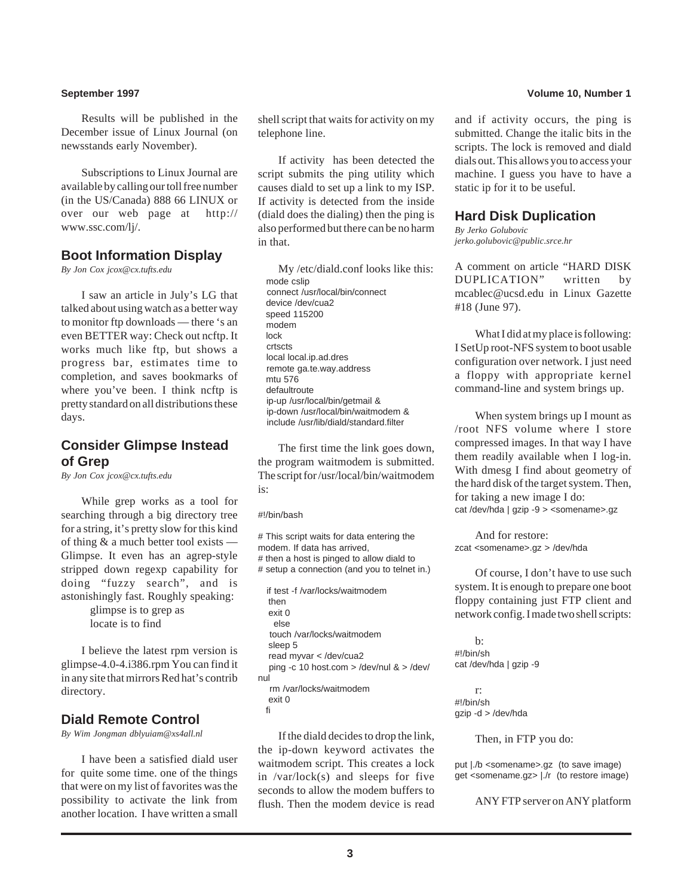Results will be published in the December issue of Linux Journal (on newsstands early November).

Subscriptions to Linux Journal are available by calling our toll free number (in the US/Canada) 888 66 LINUX or over our web page at http://www.ssc.com/lj/.

## Boot Information Display

*By Jon Cox jcox@cx.tufts.edu*

I saw an article in July's LG that talked about using watch as a better way to monitor ftp downloads — there 's an even BETTER way: Check out ncftp. It works much like ftp, but shows a progress bar, estimates time to completion, and saves bookmarks of where you've been. I think ncftp is pretty standard on all distributions these days.

## Consider Glimpse Instead of Grep

*By Jon Cox jcox@cx.tufts.edu*

While grep works as a tool for searching through a big directory tree for a string, it's pretty slow for this kind of thing & a much better tool exists — Glimpse. It even has an agrep-style stripped down regexp capability for doing "fuzzy search", and is astonishingly fast. Roughly speaking:

glimpse is to grep as
locate is to find

I believe the latest rpm version is glimpse-4.0-4.i386.rpm You can find it in any site that mirrors Red hat's contrib directory.

## Diald Remote Control

*By Wim Jongman dblyuiam@xs4all.nl*

I have been a satisfied diald user for quite some time. one of the things that were on my list of favorites was the possibility to activate the link from another location. I have written a small shell script that waits for activity on my telephone line.

If activity has been detected the script submits the ping utility which causes diald to set up a link to my ISP. If activity is detected from the inside (diald does the dialing) then the ping is also performed but there can be no harm in that.

My /etc/diald.conf looks like this:

```
mode cslip
connect /usr/local/bin/connect
device /dev/cua2
speed 115200
modem
lock
crtscts
local local.ip.ad.dres
remote ga.te.way.address
mtu 576
defaultroute
ip-up /usr/local/bin/getmail &
ip-down /usr/local/bin/waitmodem &
include /usr/lib/diald/standard.filter
```

The first time the link goes down, the program waitmodem is submitted. The script for /usr/local/bin/waitmodem is:

```
#!/bin/bash

# This script waits for data entering the
modem. If data has arrived,
# then a host is pinged to allow diald to
# setup a connection (and you to telnet in.)

 if test -f /var/locks/waitmodem
  then
  exit 0
   else
  touch /var/locks/waitmodem
  sleep 5
  read myvar < /dev/cua2
  ping -c 10 host.com > /dev/nul & > /dev/
nul
  rm /var/locks/waitmodem
  exit 0
 fi
```

If the diald decides to drop the link, the ip-down keyword activates the waitmodem script. This creates a lock in /var/lock(s) and sleeps for five seconds to allow the modem buffers to flush. Then the modem device is read and if activity occurs, the ping is submitted. Change the italic bits in the scripts. The lock is removed and diald dials out. This allows you to access your machine. I guess you have to have a static ip for it to be useful.

## Hard Disk Duplication

*By Jerko Golubovic*
*jerko.golubovic@public.srce.hr*

A comment on article "HARD DISK DUPLICATION" written by mcablec@ucsd.edu in Linux Gazette #18 (June 97).

What I did at my place is following: I SetUp root-NFS system to boot usable configuration over network. I just need a floppy with appropriate kernel command-line and system brings up.

When system brings up I mount as /root NFS volume where I store compressed images. In that way I have them readily available when I log-in. With dmesg I find about geometry of the hard disk of the target system. Then, for taking a new image I do:

```
cat /dev/hda | gzip -9 > <somename>.gz
```

And for restore:

```
zcat <somename>.gz > /dev/hda
```

Of course, I don't have to use such system. It is enough to prepare one boot floppy containing just FTP client and network config. I made two shell scripts:

b:

```
#!/bin/sh
cat /dev/hda | gzip -9
```

r:

```
#!/bin/sh
gzip -d > /dev/hda
```

Then, in FTP you do:

```
put |./b <somename>.gz  (to save image)
get <somename.gz> |./r  (to restore image)
```

ANY FTP server on ANY platform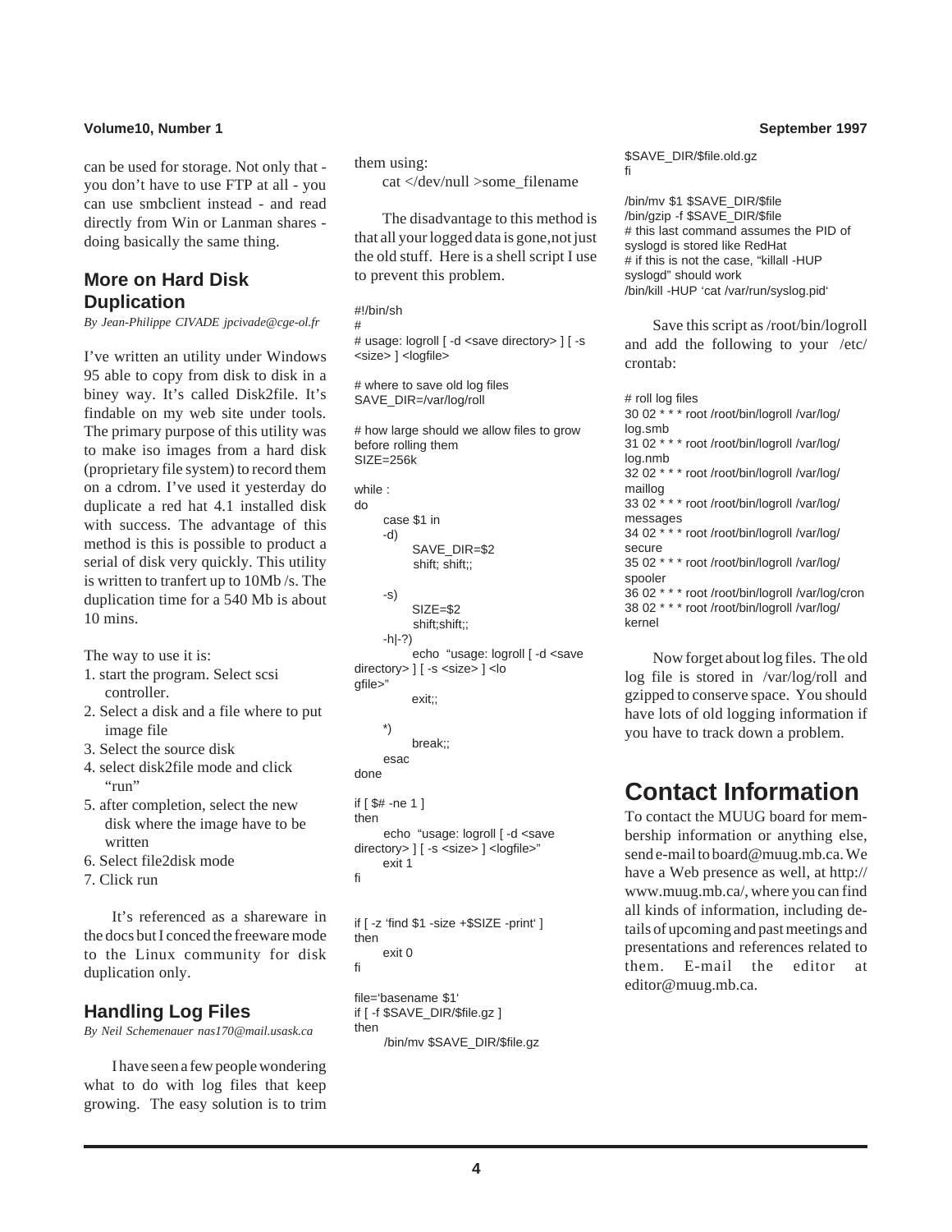can be used for storage. Not only that - you don't have to use FTP at all - you can use smbclient instead - and read directly from Win or Lanman shares - doing basically the same thing.

## More on Hard Disk Duplication

*By Jean-Philippe CIVADE jpcivade@cge-ol.fr*

I've written an utility under Windows 95 able to copy from disk to disk in a biney way. It's called Disk2file. It's findable on my web site under tools. The primary purpose of this utility was to make iso images from a hard disk (proprietary file system) to record them on a cdrom. I've used it yesterday do duplicate a red hat 4.1 installed disk with success. The advantage of this method is this is possible to product a serial of disk very quickly. This utility is written to tranfert up to 10Mb /s. The duplication time for a 540 Mb is about 10 mins.

The way to use it is:

1. start the program. Select scsi controller.
2. Select a disk and a file where to put image file
3. Select the source disk
4. select disk2file mode and click "run"
5. after completion, select the new disk where the image have to be written
6. Select file2disk mode
7. Click run

It's referenced as a shareware in the docs but I conced the freeware mode to the Linux community for disk duplication only.

## Handling Log Files

*By Neil Schemenauer nas170@mail.usask.ca*

I have seen a few people wondering what to do with log files that keep growing. The easy solution is to trim them using:

```
cat </dev/null >some_filename
```

The disadvantage to this method is that all your logged data is gone, not just the old stuff. Here is a shell script I use to prevent this problem.

```
#!/bin/sh
#
# usage: logroll [ -d <save directory> ] [ -s
<size> ] <logfile>

# where to save old log files
SAVE_DIR=/var/log/roll

# how large should we allow files to grow
before rolling them
SIZE=256k

while :
do
      case $1 in
      -d)
            SAVE_DIR=$2
            shift; shift;;

      -s)
            SIZE=$2
            shift;shift;;
      -h|-?)
            echo  "usage: logroll [ -d <save
directory> ] [ -s <size> ] <lo
gfile>"
            exit;;

      *)
            break;;
      esac
done

if [ $# -ne 1 ]
then
      echo  "usage: logroll [ -d <save
directory> ] [ -s <size> ] <logfile>"
      exit 1
fi


if [ -z 'find $1 -size +$SIZE -print' ]
then
      exit 0
fi

file='basename $1'
if [ -f $SAVE_DIR/$file.gz ]
then
      /bin/mv $SAVE_DIR/$file.gz
$SAVE_DIR/$file.old.gz
fi

/bin/mv $1 $SAVE_DIR/$file
/bin/gzip -f $SAVE_DIR/$file
# this last command assumes the PID of
syslogd is stored like RedHat
# if this is not the case, "killall -HUP
syslogd" should work
/bin/kill -HUP 'cat /var/run/syslog.pid'
```

Save this script as /root/bin/logroll and add the following to your /etc/crontab:

```
# roll log files
30 02 * * * root /root/bin/logroll /var/log/
log.smb
31 02 * * * root /root/bin/logroll /var/log/
log.nmb
32 02 * * * root /root/bin/logroll /var/log/
maillog
33 02 * * * root /root/bin/logroll /var/log/
messages
34 02 * * * root /root/bin/logroll /var/log/
secure
35 02 * * * root /root/bin/logroll /var/log/
spooler
36 02 * * * root /root/bin/logroll /var/log/cron
38 02 * * * root /root/bin/logroll /var/log/
kernel
```

Now forget about log files. The old log file is stored in /var/log/roll and gzipped to conserve space. You should have lots of old logging information if you have to track down a problem.

# Contact Information

To contact the MUUG board for membership information or anything else, send e-mail to board@muug.mb.ca. We have a Web presence as well, at http://www.muug.mb.ca/, where you can find all kinds of information, including details of upcoming and past meetings and presentations and references related to them. E-mail the editor at editor@muug.mb.ca.